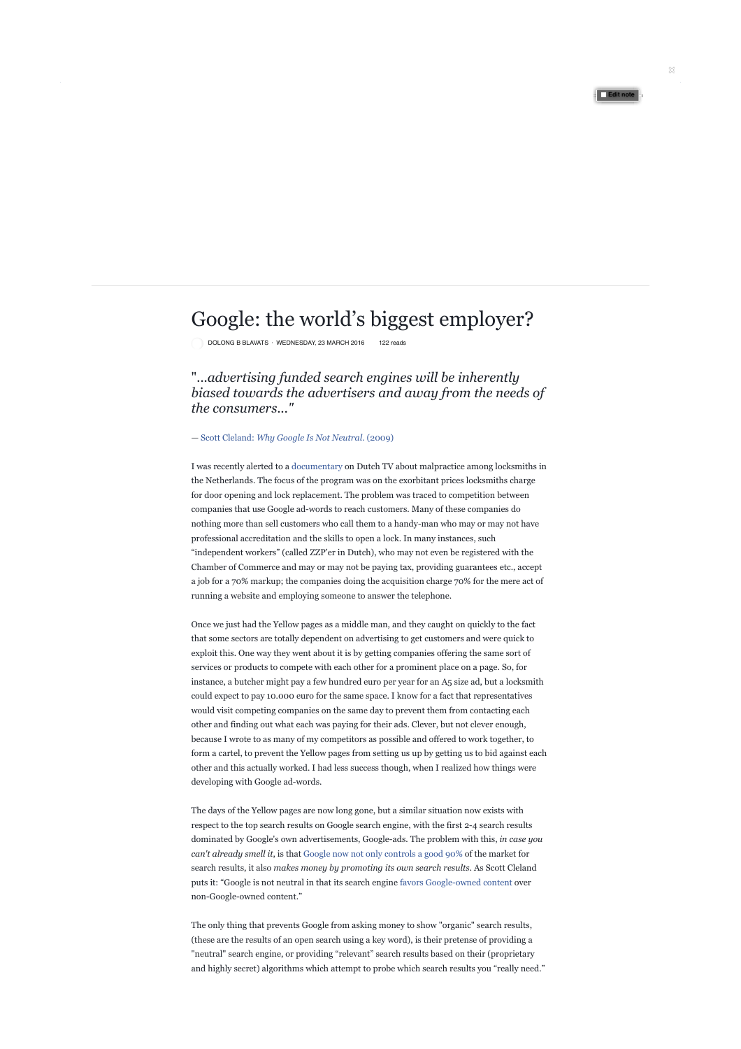# Google: the world's biggest employer?

DOLONG B BLAVATS · WEDNESDAY, 23 MARCH 2016 · 122 reads

> *"...advertising funded search engines will be inherently biased towards the advertisers and away from the needs of the consumers..."*

— Scott Cleland: *Why Google Is Not Neutral.* (2009)

I was recently alerted to a documentary on Dutch TV about malpractice among locksmiths in the Netherlands. The focus of the program was on the exorbitant prices locksmiths charge for door opening and lock replacement. The problem was traced to competition between companies that use Google ad-words to reach customers. Many of these companies do nothing more than sell customers who call them to a handy-man who may or may not have professional accreditation and the skills to open a lock. In many instances, such "independent workers" (called ZZP'er in Dutch), who may not even be registered with the Chamber of Commerce and may or may not be paying tax, providing guarantees etc., accept a job for a 70% markup; the companies doing the acquisition charge 70% for the mere act of running a website and employing someone to answer the telephone.

Once we just had the Yellow pages as a middle man, and they caught on quickly to the fact that some sectors are totally dependent on advertising to get customers and were quick to exploit this. One way they went about it is by getting companies offering the same sort of services or products to compete with each other for a prominent place on a page. So, for instance, a butcher might pay a few hundred euro per year for an A5 size ad, but a locksmith could expect to pay 10.000 euro for the same space. I know for a fact that representatives would visit competing companies on the same day to prevent them from contacting each other and finding out what each was paying for their ads. Clever, but not clever enough, because I wrote to as many of my competitors as possible and offered to work together, to form a cartel, to prevent the Yellow pages from setting us up by getting us to bid against each other and this actually worked. I had less success though, when I realized how things were developing with Google ad-words.

The days of the Yellow pages are now long gone, but a similar situation now exists with respect to the top search results on Google search engine, with the first 2-4 search results dominated by Google's own advertisements, Google-ads. The problem with this, *in case you can't already smell it,* is that Google now not only controls a good 90% of the market for search results, it also *makes money by promoting its own search results.* As Scott Cleland puts it: "Google is not neutral in that its search engine favors Google-owned content over non-Google-owned content."

The only thing that prevents Google from asking money to show "organic" search results, (these are the results of an open search using a key word), is their pretense of providing a "neutral" search engine, or providing "relevant" search results based on their (proprietary and highly secret) algorithms which attempt to probe which search results you "really need."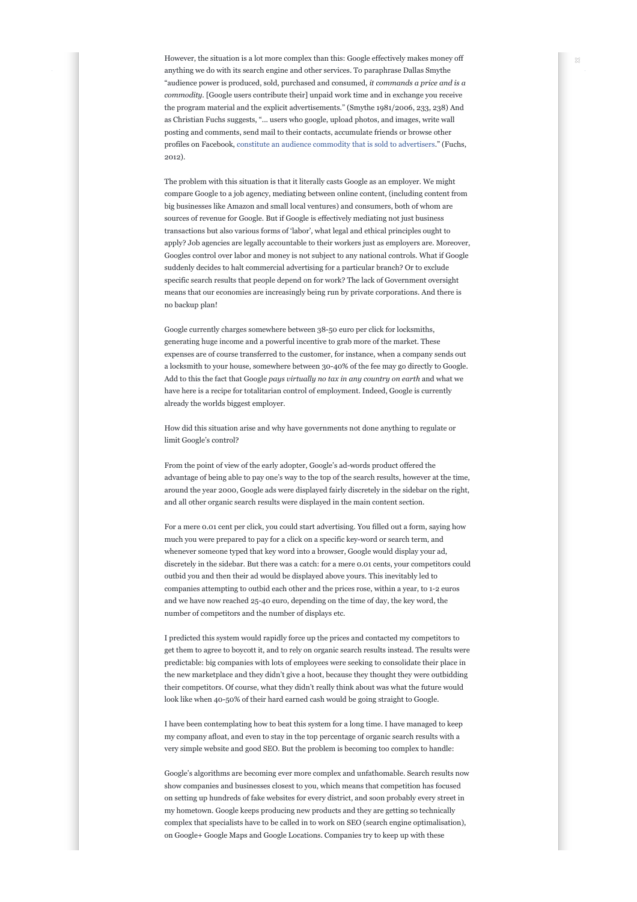However, the situation is a lot more complex than this: Google effectively makes money off anything we do with its search engine and other services. To paraphrase Dallas Smythe "audience power is produced, sold, purchased and consumed, *it commands a price and is a commodity*. [Google users contribute their] unpaid work time and in exchange you receive the program material and the explicit advertisements." (Smythe 1981/2006, 233, 238) And as Christian Fuchs suggests, "… users who google, upload photos, and images, write wall posting and comments, send mail to their contacts, accumulate friends or browse other profiles on Facebook, constitute an audience commodity that is sold to advertisers." (Fuchs, 2012).

The problem with this situation is that it literally casts Google as an employer. We might compare Google to a job agency, mediating between online content, (including content from big businesses like Amazon and small local ventures) and consumers, both of whom are sources of revenue for Google. But if Google is effectively mediating not just business transactions but also various forms of 'labor', what legal and ethical principles ought to apply? Job agencies are legally accountable to their workers just as employers are. Moreover, Googles control over labor and money is not subject to any national controls. What if Google suddenly decides to halt commercial advertising for a particular branch? Or to exclude specific search results that people depend on for work? The lack of Government oversight means that our economies are increasingly being run by private corporations. And there is no backup plan!

Google currently charges somewhere between 38-50 euro per click for locksmiths, generating huge income and a powerful incentive to grab more of the market. These expenses are of course transferred to the customer, for instance, when a company sends out a locksmith to your house, somewhere between 30-40% of the fee may go directly to Google. Add to this the fact that Google *pays virtually no tax in any country on earth* and what we have here is a recipe for totalitarian control of employment. Indeed, Google is currently already the worlds biggest employer.

How did this situation arise and why have governments not done anything to regulate or limit Google's control?

From the point of view of the early adopter, Google's ad-words product offered the advantage of being able to pay one's way to the top of the search results, however at the time, around the year 2000, Google ads were displayed fairly discretely in the sidebar on the right, and all other organic search results were displayed in the main content section.

For a mere 0.01 cent per click, you could start advertising. You filled out a form, saying how much you were prepared to pay for a click on a specific key-word or search term, and whenever someone typed that key word into a browser, Google would display your ad, discretely in the sidebar. But there was a catch: for a mere 0.01 cents, your competitors could outbid you and then their ad would be displayed above yours. This inevitably led to companies attempting to outbid each other and the prices rose, within a year, to 1-2 euros and we have now reached 25-40 euro, depending on the time of day, the key word, the number of competitors and the number of displays etc.

I predicted this system would rapidly force up the prices and contacted my competitors to get them to agree to boycott it, and to rely on organic search results instead. The results were predictable: big companies with lots of employees were seeking to consolidate their place in the new marketplace and they didn't give a hoot, because they thought they were outbidding their competitors. Of course, what they didn't really think about was what the future would look like when 40-50% of their hard earned cash would be going straight to Google.

I have been contemplating how to beat this system for a long time. I have managed to keep my company afloat, and even to stay in the top percentage of organic search results with a very simple website and good SEO. But the problem is becoming too complex to handle:

Google's algorithms are becoming ever more complex and unfathomable. Search results now show companies and businesses closest to you, which means that competition has focused on setting up hundreds of fake websites for every district, and soon probably every street in my hometown. Google keeps producing new products and they are getting so technically complex that specialists have to be called in to work on SEO (search engine optimalisation), on Google+ Google Maps and Google Locations. Companies try to keep up with these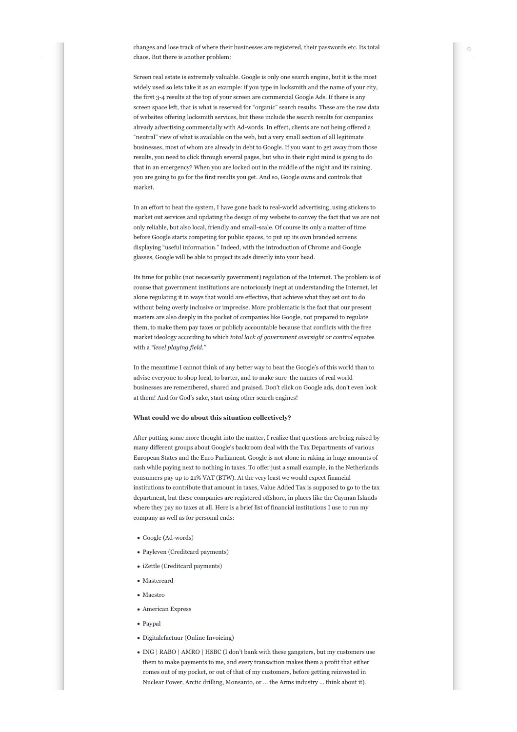changes and lose track of where their businesses are registered, their passwords etc. Its total chaos. But there is another problem:

Screen real estate is extremely valuable. Google is only one search engine, but it is the most widely used so lets take it as an example: if you type in locksmith and the name of your city, the first 3-4 results at the top of your screen are commercial Google Ads. If there is any screen space left, that is what is reserved for "organic" search results. These are the raw data of websites offering locksmith services, but these include the search results for companies already advertising commercially with Ad-words. In effect, clients are not being offered a "neutral" view of what is available on the web, but a very small section of all legitimate businesses, most of whom are already in debt to Google. If you want to get away from those results, you need to click through several pages, but who in their right mind is going to do that in an emergency? When you are locked out in the middle of the night and its raining, you are going to go for the first results you get. And so, Google owns and controls that market.

In an effort to beat the system, I have gone back to real-world advertising, using stickers to market out services and updating the design of my website to convey the fact that we are not only reliable, but also local, friendly and small-scale. Of course its only a matter of time before Google starts competing for public spaces, to put up its own branded screens displaying "useful information." Indeed, with the introduction of Chrome and Google glasses, Google will be able to project its ads directly into your head.

Its time for public (not necessarily government) regulation of the Internet. The problem is of course that government institutions are notoriously inept at understanding the Internet, let alone regulating it in ways that would are effective, that achieve what they set out to do without being overly inclusive or imprecise. More problematic is the fact that our present masters are also deeply in the pocket of companies like Google, not prepared to regulate them, to make them pay taxes or publicly accountable because that conflicts with the free market ideology according to which *total lack of government oversight or control* equates with a *"level playing field."*

In the meantime I cannot think of any better way to beat the Google's of this world than to advise everyone to shop local, to barter, and to make sure the names of real world businesses are remembered, shared and praised. Don't click on Google ads, don't even look at them! And for God's sake, start using other search engines!

**What could we do about this situation collectively?**

After putting some more thought into the matter, I realize that questions are being raised by many different groups about Google's backroom deal with the Tax Departments of various European States and the Euro Parliament. Google is not alone in raking in huge amounts of cash while paying next to nothing in taxes. To offer just a small example, in the Netherlands consumers pay up to 21% VAT (BTW). At the very least we would expect financial institutions to contribute that amount in taxes, Value Added Tax is supposed to go to the tax department, but these companies are registered offshore, in places like the Cayman Islands where they pay no taxes at all. Here is a brief list of financial institutions I use to run my company as well as for personal ends:

- Google (Ad-words)
- Payleven (Creditcard payments)
- iZettle (Creditcard payments)
- Mastercard
- Maestro
- American Express
- Paypal
- Digitalefactuur (Online Invoicing)
- ING | RABO | AMRO | HSBC (I don't bank with these gangsters, but my customers use them to make payments to me, and every transaction makes them a profit that either comes out of my pocket, or out of that of my customers, before getting reinvested in Nuclear Power, Arctic drilling, Monsanto, or … the Arms industry … think about it).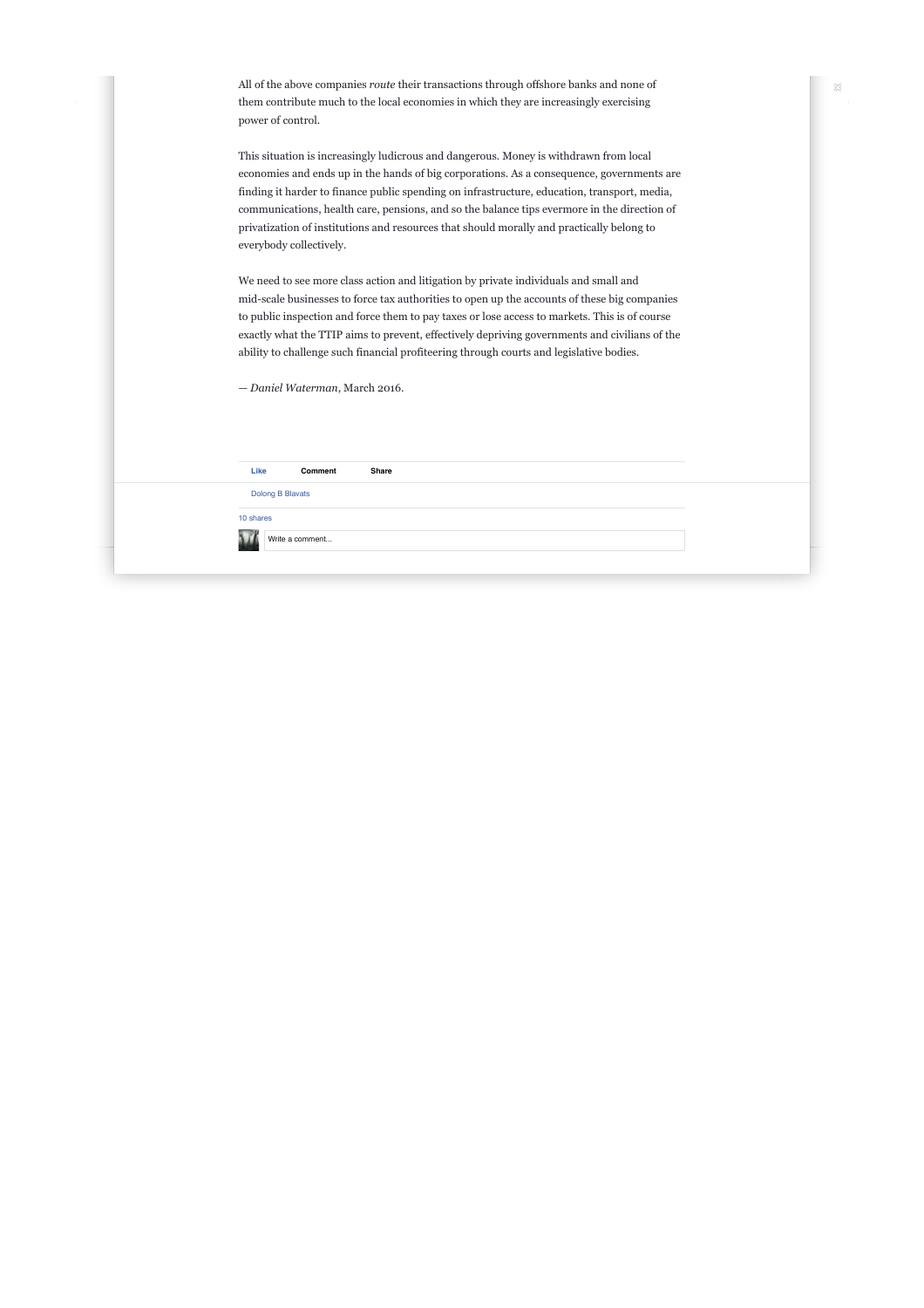All of the above companies *route* their transactions through offshore banks and none of them contribute much to the local economies in which they are increasingly exercising power of control.

This situation is increasingly ludicrous and dangerous. Money is withdrawn from local economies and ends up in the hands of big corporations. As a consequence, governments are finding it harder to finance public spending on infrastructure, education, transport, media, communications, health care, pensions, and so the balance tips evermore in the direction of privatization of institutions and resources that should morally and practically belong to everybody collectively.

We need to see more class action and litigation by private individuals and small and mid-scale businesses to force tax authorities to open up the accounts of these big companies to public inspection and force them to pay taxes or lose access to markets. This is of course exactly what the TTIP aims to prevent, effectively depriving governments and civilians of the ability to challenge such financial profiteering through courts and legislative bodies.

— *Daniel Waterman*, March 2016.

Like Comment Share

Dolong B Blavats

10 shares

Write a comment...